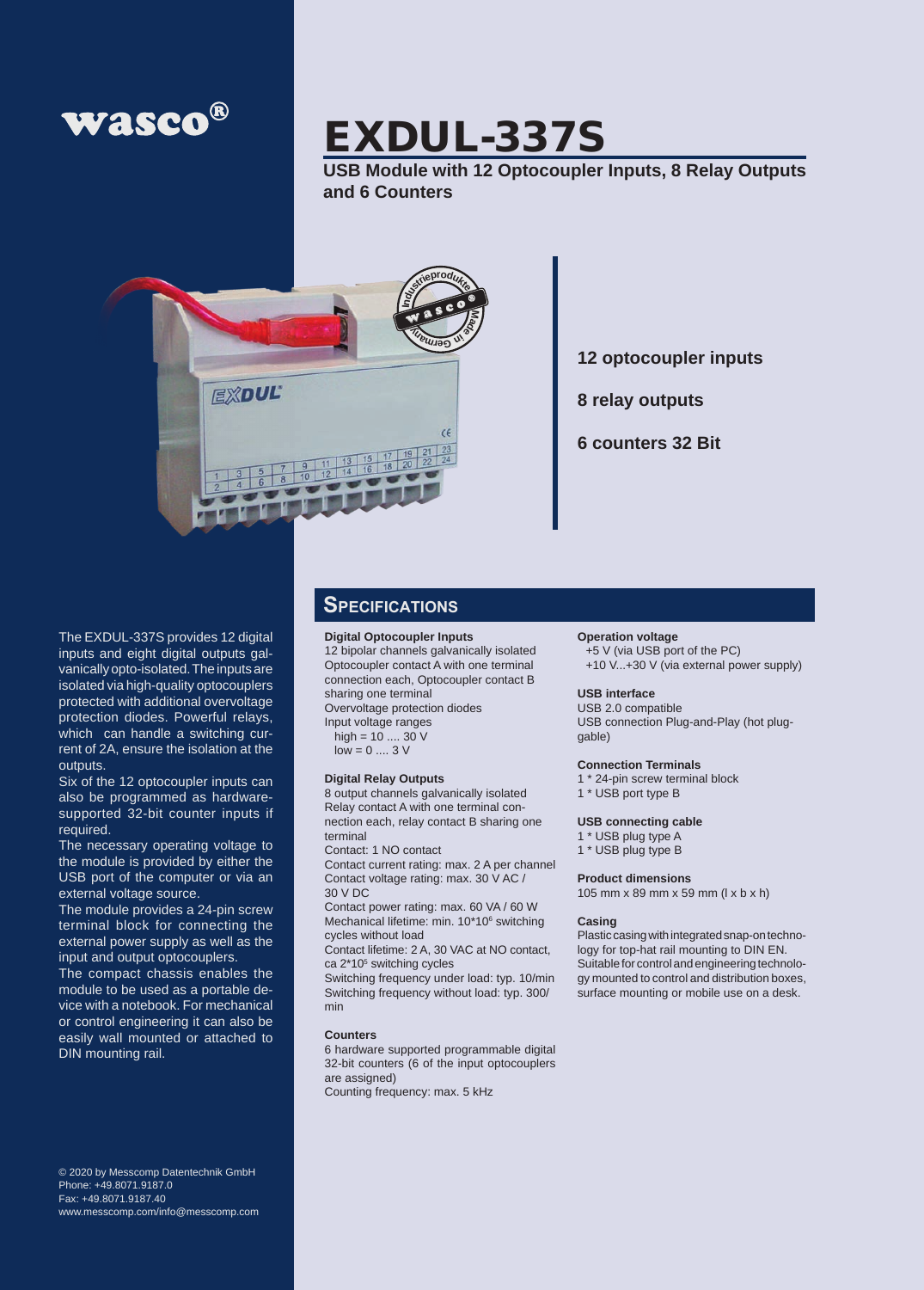wasco®

# EXDUL-337S

**USB Module with 12 Optocoupler Inputs, 8 Relay Outputs and 6 Counters**

**12 optocoupler inputs**

**8 relay outputs**

**6 counters 32 Bit**

The EXDUL-337S provides 12 digital inputs and eight digital outputs galvanically opto-isolated. The inputs are isolated via high-quality optocouplers protected with additional overvoltage protection diodes. Powerful relays, which can handle a switching current of 2A, ensure the isolation at the outputs.

Six of the 12 optocoupler inputs can also be programmed as hardware-supported 32-bit counter inputs if required.

The necessary operating voltage to the module is provided by either the USB port of the computer or via an external voltage source.

The module provides a 24-pin screw terminal block for connecting the external power supply as well as the input and output optocouplers.

The compact chassis enables the module to be used as a portable device with a notebook. For mechanical or control engineering it can also be easily wall mounted or attached to DIN mounting rail.

## Specifications

**Digital Optocoupler Inputs**
12 bipolar channels galvanically isolated
Optocoupler contact A with one terminal connection each, Optocoupler contact B sharing one terminal
Overvoltage protection diodes
Input voltage ranges
high = 10 .... 30 V
low = 0 .... 3 V

**Digital Relay Outputs**
8 output channels galvanically isolated
Relay contact A with one terminal connection each, relay contact B sharing one terminal
Contact: 1 NO contact
Contact current rating: max. 2 A per channel
Contact voltage rating: max. 30 V AC / 30 V DC
Contact power rating: max. 60 VA / 60 W
Mechanical lifetime: min. $10*10^6$ switching cycles without load
Contact lifetime: 2 A, 30 VAC at NO contact, ca $2*10^5$ switching cycles
Switching frequency under load: typ. 10/min
Switching frequency without load: typ. 300/min

**Counters**
6 hardware supported programmable digital 32-bit counters (6 of the input optocouplers are assigned)
Counting frequency: max. 5 kHz

**Operation voltage**
+5 V (via USB port of the PC)
+10 V...+30 V (via external power supply)

**USB interface**
USB 2.0 compatible
USB connection Plug-and-Play (hot pluggable)

**Connection Terminals**
1 * 24-pin screw terminal block
1 * USB port type B

**USB connecting cable**
1 * USB plug type A
1 * USB plug type B

**Product dimensions**
105 mm x 89 mm x 59 mm (l x b x h)

**Casing**
Plastic casing with integrated snap-on technology for top-hat rail mounting to DIN EN. Suitable for control and engineering technology mounted to control and distribution boxes, surface mounting or mobile use on a desk.

© 2020 by Messcomp Datentechnik GmbH
Phone: +49.8071.9187.0
Fax: +49.8071.9187.40
www.messcomp.com/info@messcomp.com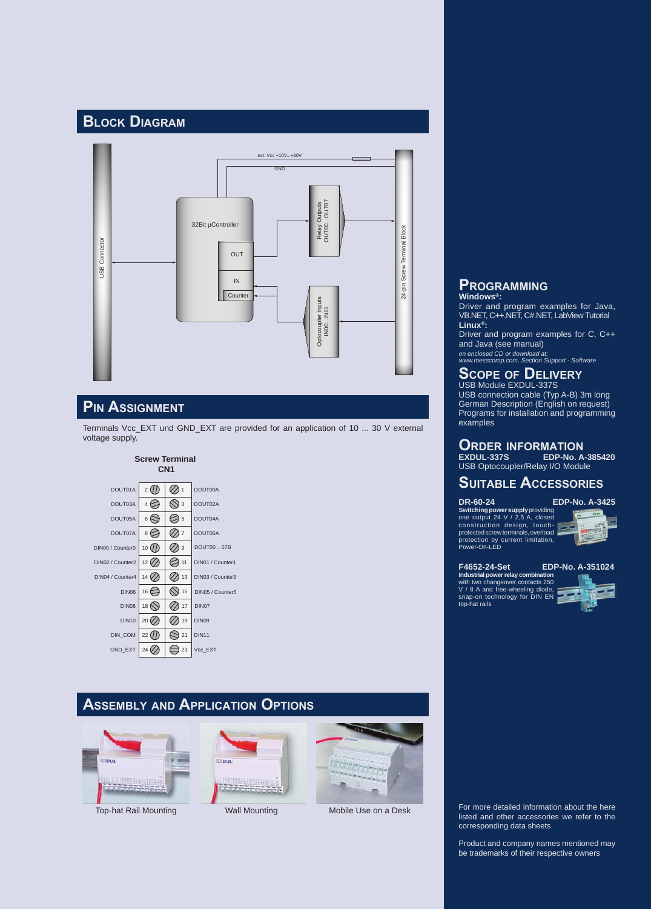## Block Diagram

USB Connector

32Bit µController

OUT

IN

Counter

ext. Vcc +10V...+30V

GND

Relay Outputs OUT00...OUT07

Optocoupler Inputs IN00...IN11

24-pin Screw Terminal Block

## Pin Assignment

Terminals Vcc_EXT und GND_EXT are provided for an application of 10 ... 30 V external voltage supply.

**Screw Terminal CN1**

| | | | |
|---|---|---|---|
| DOUT01A | 2 | 1 | DOUT00A |
| DOUT03A | 4 | 3 | DOUT02A |
| DOUT05A | 6 | 5 | DOUT04A |
| DOUT07A | 8 | 7 | DOUT06A |
| DIN00 / Counter0 | 10 | 9 | DOUT00 .. 07B |
| DIN02 / Counter2 | 12 | 11 | DIN01 / Counter1 |
| DIN04 / Counter4 | 14 | 13 | DIN03 / Counter3 |
| DIN06 | 16 | 15 | DIN05 / Counter5 |
| DIN08 | 18 | 17 | DIN07 |
| DIN10 | 20 | 19 | DIN09 |
| DIN_COM | 22 | 21 | DIN11 |
| GND_EXT | 24 | 23 | Vcc_EXT |

## Assembly and Application Options

Top-hat Rail Mounting

Wall Mounting

Mobile Use on a Desk

## Programming

**Windows®:**
Driver and program examples for Java, VB.NET, C++.NET, C#.NET, LabView Tutorial

**Linux®:**
Driver and program examples for C, C++ and Java (see manual)

*on enclosed CD or download at: www.messcomp.com, Section Support - Software*

## Scope of Delivery

USB Module EXDUL-337S
USB connection cable (Typ A-B) 3m long
German Description (English on request)
Programs for installation and programming examples

## Order Information

**EXDUL-337S** **EDP-No. A-385420**
USB Optocoupler/Relay I/O Module

## Suitable Accessories

**DR-60-24** **EDP-No. A-3425**
**Switching power supply** providing one output 24 V / 2,5 A, closed construction design, touch-protected screw terminals, overload protection by current limitation, Power-On-LED

**F4652-24-Set** **EDP-No. A-351024**
**Industrial power relay combination** with two changeover contacts 250 V / 8 A and free-wheeling diode, snap-on technology for DIN EN top-hat rails

For more detailed information about the here listed and other accessories we refer to the corresponding data sheets

Product and company names mentioned may be trademarks of their respective owners